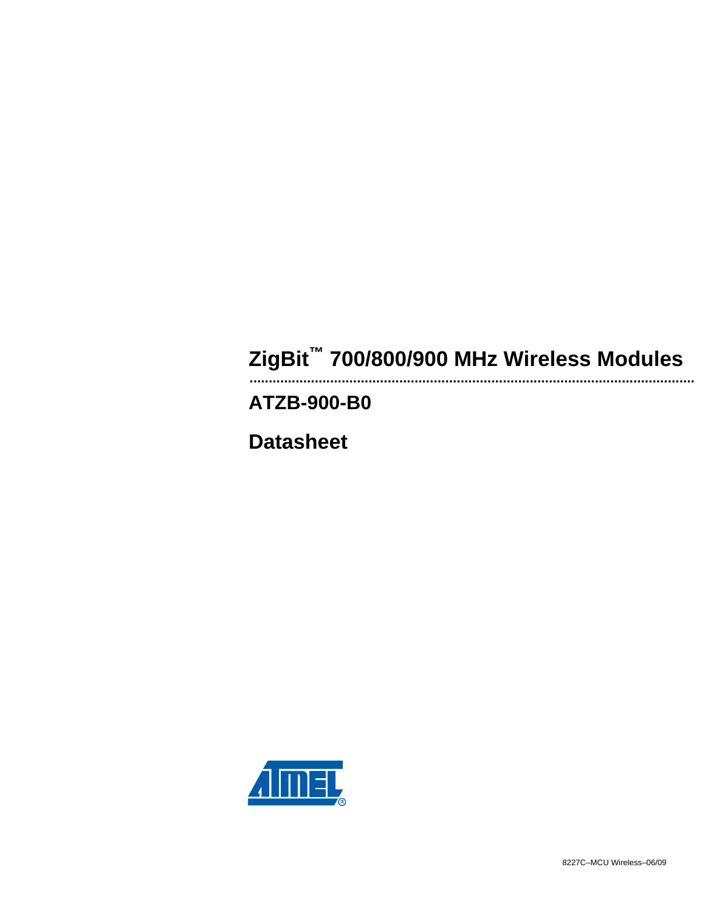# ZigBit™ 700/800/900 MHz Wireless Modules

## ATZB-900-B0

## Datasheet

8227C–MCU Wireless–06/09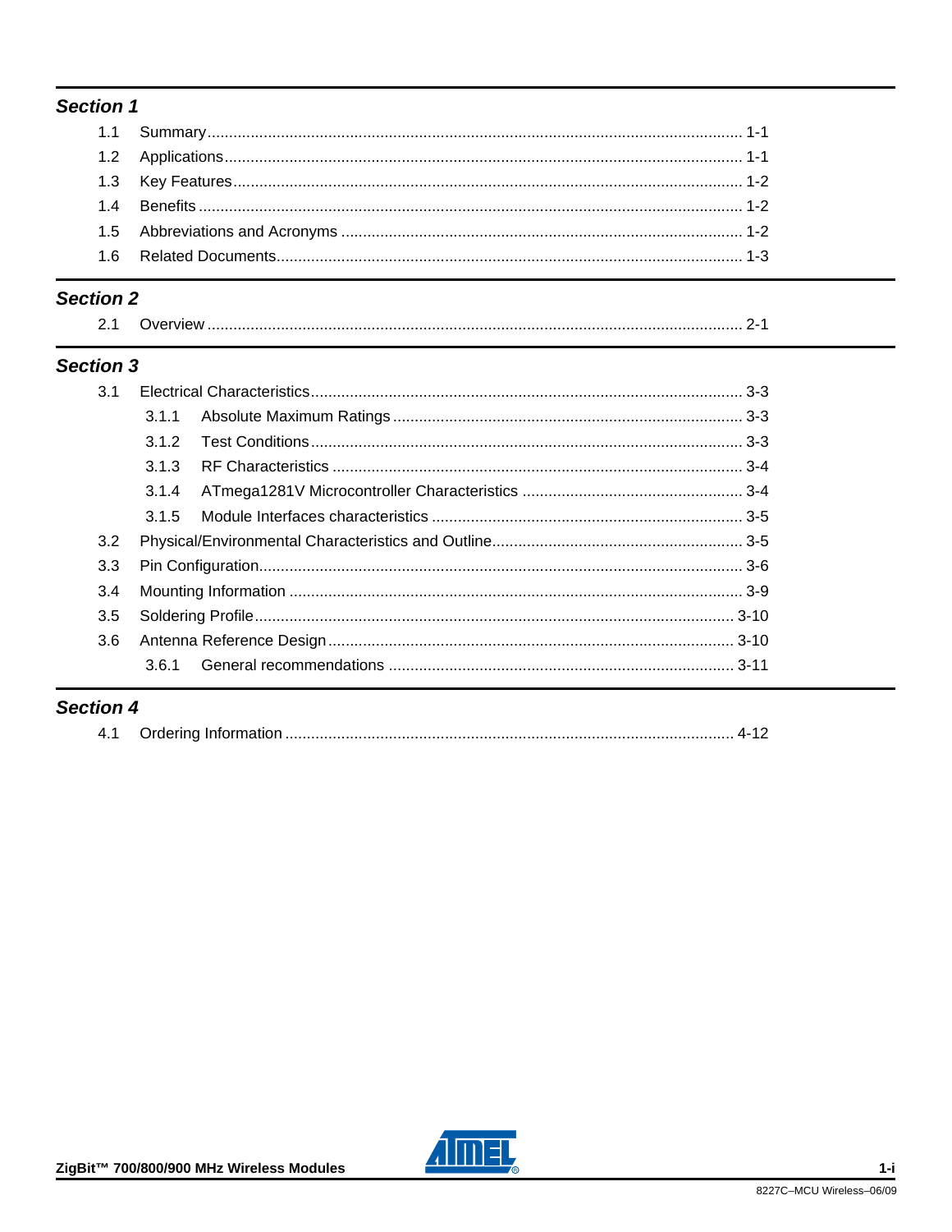## *Section 1*

- 1.1 Summary ........................................................................ 1-1
- 1.2 Applications ........................................................................ 1-1
- 1.3 Key Features ........................................................................ 1-2
- 1.4 Benefits ........................................................................ 1-2
- 1.5 Abbreviations and Acronyms ........................................................................ 1-2
- 1.6 Related Documents ........................................................................ 1-3

## *Section 2*

- 2.1 Overview ........................................................................ 2-1

## *Section 3*

- 3.1 Electrical Characteristics ........................................................................ 3-3
  - 3.1.1 Absolute Maximum Ratings ........................................................................ 3-3
  - 3.1.2 Test Conditions ........................................................................ 3-3
  - 3.1.3 RF Characteristics ........................................................................ 3-4
  - 3.1.4 ATmega1281V Microcontroller Characteristics ........................................................................ 3-4
  - 3.1.5 Module Interfaces characteristics ........................................................................ 3-5
- 3.2 Physical/Environmental Characteristics and Outline ........................................................................ 3-5
- 3.3 Pin Configuration ........................................................................ 3-6
- 3.4 Mounting Information ........................................................................ 3-9
- 3.5 Soldering Profile ........................................................................ 3-10
- 3.6 Antenna Reference Design ........................................................................ 3-10
  - 3.6.1 General recommendations ........................................................................ 3-11

## *Section 4*

- 4.1 Ordering Information ........................................................................ 4-12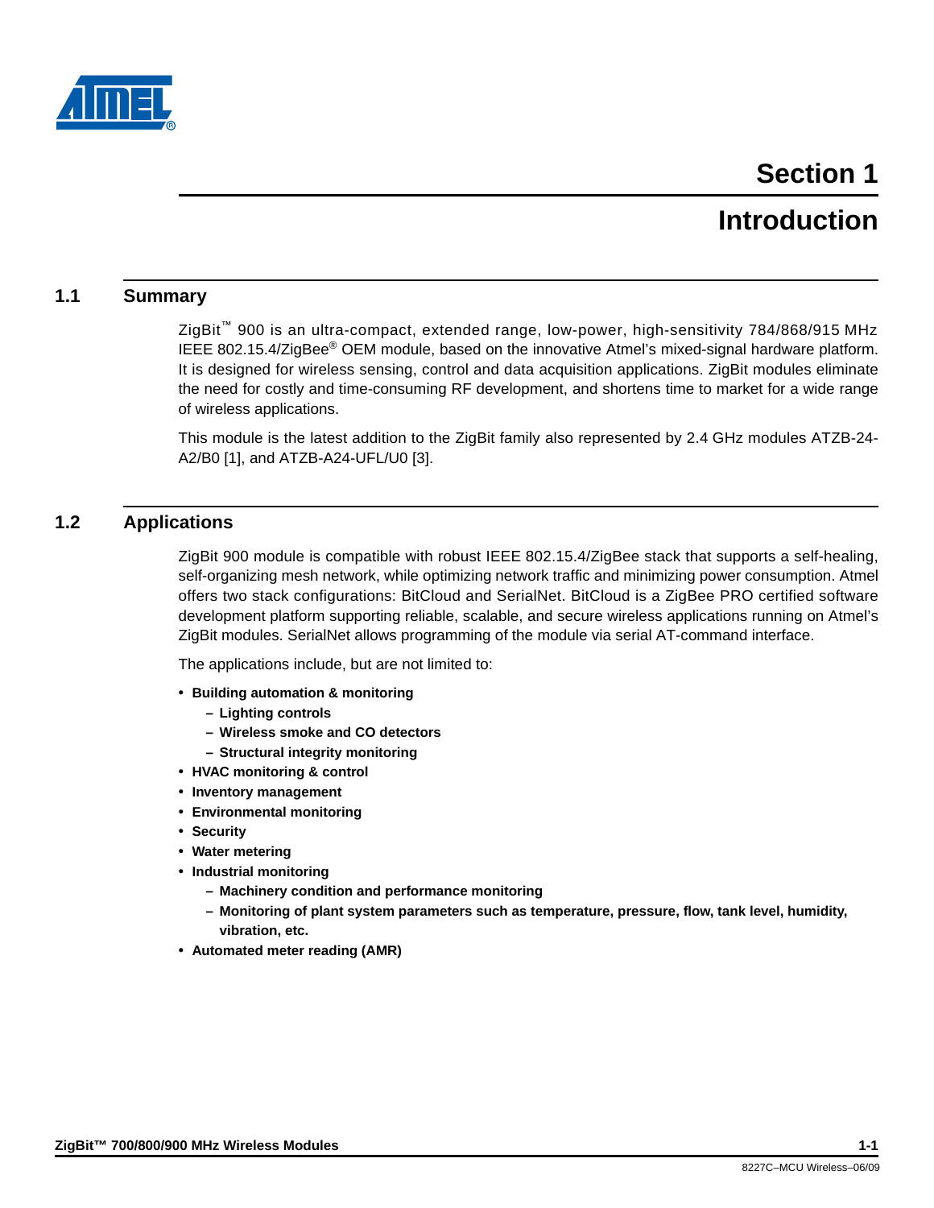# Section 1

# Introduction

## 1.1 Summary

ZigBit™ 900 is an ultra-compact, extended range, low-power, high-sensitivity 784/868/915 MHz IEEE 802.15.4/ZigBee® OEM module, based on the innovative Atmel's mixed-signal hardware platform. It is designed for wireless sensing, control and data acquisition applications. ZigBit modules eliminate the need for costly and time-consuming RF development, and shortens time to market for a wide range of wireless applications.

This module is the latest addition to the ZigBit family also represented by 2.4 GHz modules ATZB-24-A2/B0 [1], and ATZB-A24-UFL/U0 [3].

## 1.2 Applications

ZigBit 900 module is compatible with robust IEEE 802.15.4/ZigBee stack that supports a self-healing, self-organizing mesh network, while optimizing network traffic and minimizing power consumption. Atmel offers two stack configurations: BitCloud and SerialNet. BitCloud is a ZigBee PRO certified software development platform supporting reliable, scalable, and secure wireless applications running on Atmel's ZigBit modules. SerialNet allows programming of the module via serial AT-command interface.

The applications include, but are not limited to:

- **Building automation & monitoring**
  - **Lighting controls**
  - **Wireless smoke and CO detectors**
  - **Structural integrity monitoring**
- **HVAC monitoring & control**
- **Inventory management**
- **Environmental monitoring**
- **Security**
- **Water metering**
- **Industrial monitoring**
  - **Machinery condition and performance monitoring**
  - **Monitoring of plant system parameters such as temperature, pressure, flow, tank level, humidity, vibration, etc.**
- **Automated meter reading (AMR)**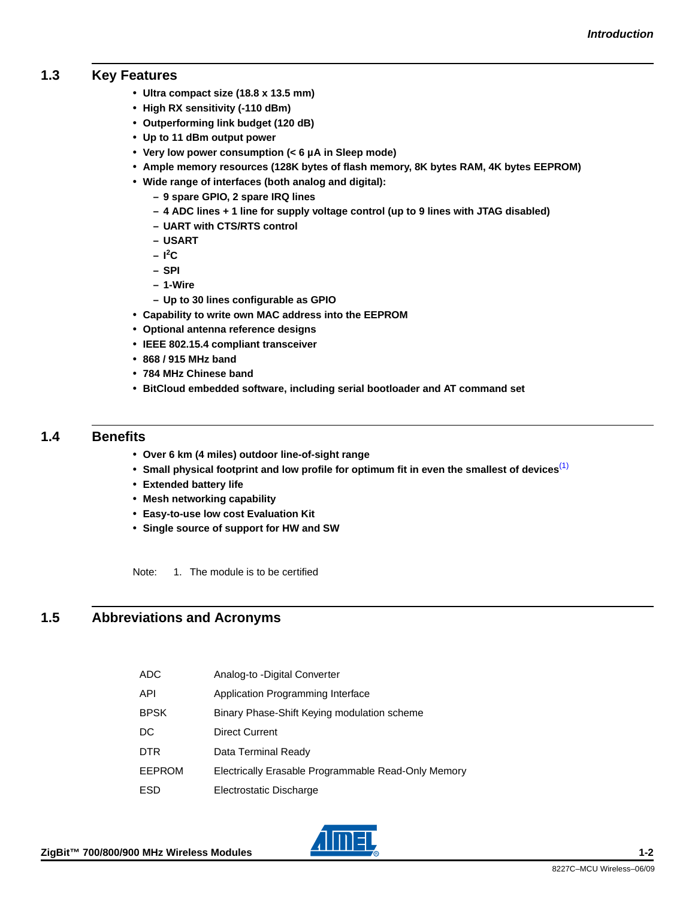## 1.3 Key Features

- **Ultra compact size (18.8 x 13.5 mm)**
- **High RX sensitivity (-110 dBm)**
- **Outperforming link budget (120 dB)**
- **Up to 11 dBm output power**
- **Very low power consumption (< 6 µA in Sleep mode)**
- **Ample memory resources (128K bytes of flash memory, 8K bytes RAM, 4K bytes EEPROM)**
- **Wide range of interfaces (both analog and digital):**
  - **9 spare GPIO, 2 spare IRQ lines**
  - **4 ADC lines + 1 line for supply voltage control (up to 9 lines with JTAG disabled)**
  - **UART with CTS/RTS control**
  - **USART**
  - **$I^2C$**
  - **SPI**
  - **1-Wire**
  - **Up to 30 lines configurable as GPIO**
- **Capability to write own MAC address into the EEPROM**
- **Optional antenna reference designs**
- **IEEE 802.15.4 compliant transceiver**
- **868 / 915 MHz band**
- **784 MHz Chinese band**
- **BitCloud embedded software, including serial bootloader and AT command set**

## 1.4 Benefits

- **Over 6 km (4 miles) outdoor line-of-sight range**
- **Small physical footprint and low profile for optimum fit in even the smallest of devices**[(1)]
- **Extended battery life**
- **Mesh networking capability**
- **Easy-to-use low cost Evaluation Kit**
- **Single source of support for HW and SW**

Note: 1. The module is to be certified

## 1.5 Abbreviations and Acronyms

| | |
|---|---|
| ADC | Analog-to -Digital Converter |
| API | Application Programming Interface |
| BPSK | Binary Phase-Shift Keying modulation scheme |
| DC | Direct Current |
| DTR | Data Terminal Ready |
| EEPROM | Electrically Erasable Programmable Read-Only Memory |
| ESD | Electrostatic Discharge |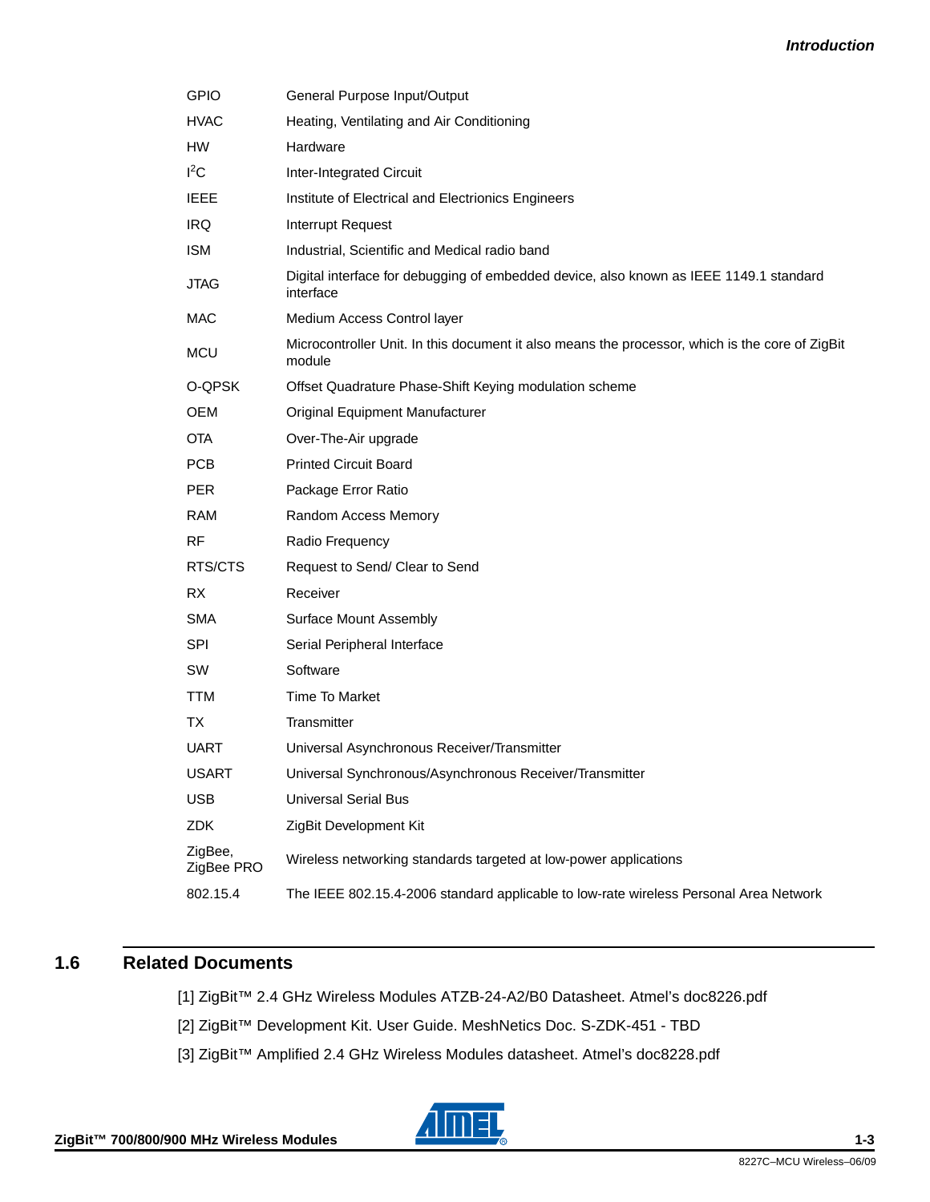| | |
|---|---|
| GPIO | General Purpose Input/Output |
| HVAC | Heating, Ventilating and Air Conditioning |
| HW | Hardware |
| $I^2C$ | Inter-Integrated Circuit |
| IEEE | Institute of Electrical and Electronics Engineers |
| IRQ | Interrupt Request |
| ISM | Industrial, Scientific and Medical radio band |
| JTAG | Digital interface for debugging of embedded device, also known as IEEE 1149.1 standard interface |
| MAC | Medium Access Control layer |
| MCU | Microcontroller Unit. In this document it also means the processor, which is the core of ZigBit module |
| O-QPSK | Offset Quadrature Phase-Shift Keying modulation scheme |
| OEM | Original Equipment Manufacturer |
| OTA | Over-The-Air upgrade |
| PCB | Printed Circuit Board |
| PER | Package Error Ratio |
| RAM | Random Access Memory |
| RF | Radio Frequency |
| RTS/CTS | Request to Send/ Clear to Send |
| RX | Receiver |
| SMA | Surface Mount Assembly |
| SPI | Serial Peripheral Interface |
| SW | Software |
| TTM | Time To Market |
| TX | Transmitter |
| UART | Universal Asynchronous Receiver/Transmitter |
| USART | Universal Synchronous/Asynchronous Receiver/Transmitter |
| USB | Universal Serial Bus |
| ZDK | ZigBit Development Kit |
| ZigBee, ZigBee PRO | Wireless networking standards targeted at low-power applications |
| 802.15.4 | The IEEE 802.15.4-2006 standard applicable to low-rate wireless Personal Area Network |

## 1.6 Related Documents

[1] ZigBit™ 2.4 GHz Wireless Modules ATZB-24-A2/B0 Datasheet. Atmel's doc8226.pdf

[2] ZigBit™ Development Kit. User Guide. MeshNetics Doc. S-ZDK-451 - TBD

[3] ZigBit™ Amplified 2.4 GHz Wireless Modules datasheet. Atmel's doc8228.pdf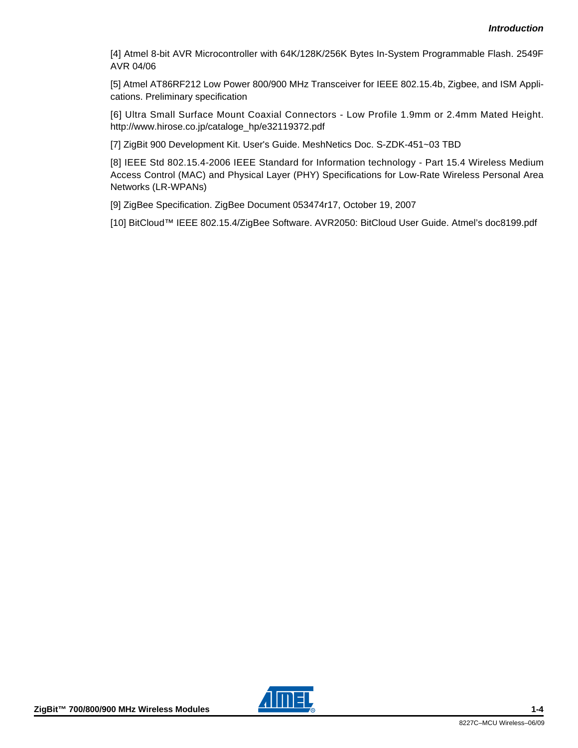[4] Atmel 8-bit AVR Microcontroller with 64K/128K/256K Bytes In-System Programmable Flash. 2549F AVR 04/06

[5] Atmel AT86RF212 Low Power 800/900 MHz Transceiver for IEEE 802.15.4b, Zigbee, and ISM Applications. Preliminary specification

[6] Ultra Small Surface Mount Coaxial Connectors - Low Profile 1.9mm or 2.4mm Mated Height. http://www.hirose.co.jp/cataloge_hp/e32119372.pdf

[7] ZigBit 900 Development Kit. User's Guide. MeshNetics Doc. S-ZDK-451~03 TBD

[8] IEEE Std 802.15.4-2006 IEEE Standard for Information technology - Part 15.4 Wireless Medium Access Control (MAC) and Physical Layer (PHY) Specifications for Low-Rate Wireless Personal Area Networks (LR-WPANs)

[9] ZigBee Specification. ZigBee Document 053474r17, October 19, 2007

[10] BitCloud™ IEEE 802.15.4/ZigBee Software. AVR2050: BitCloud User Guide. Atmel's doc8199.pdf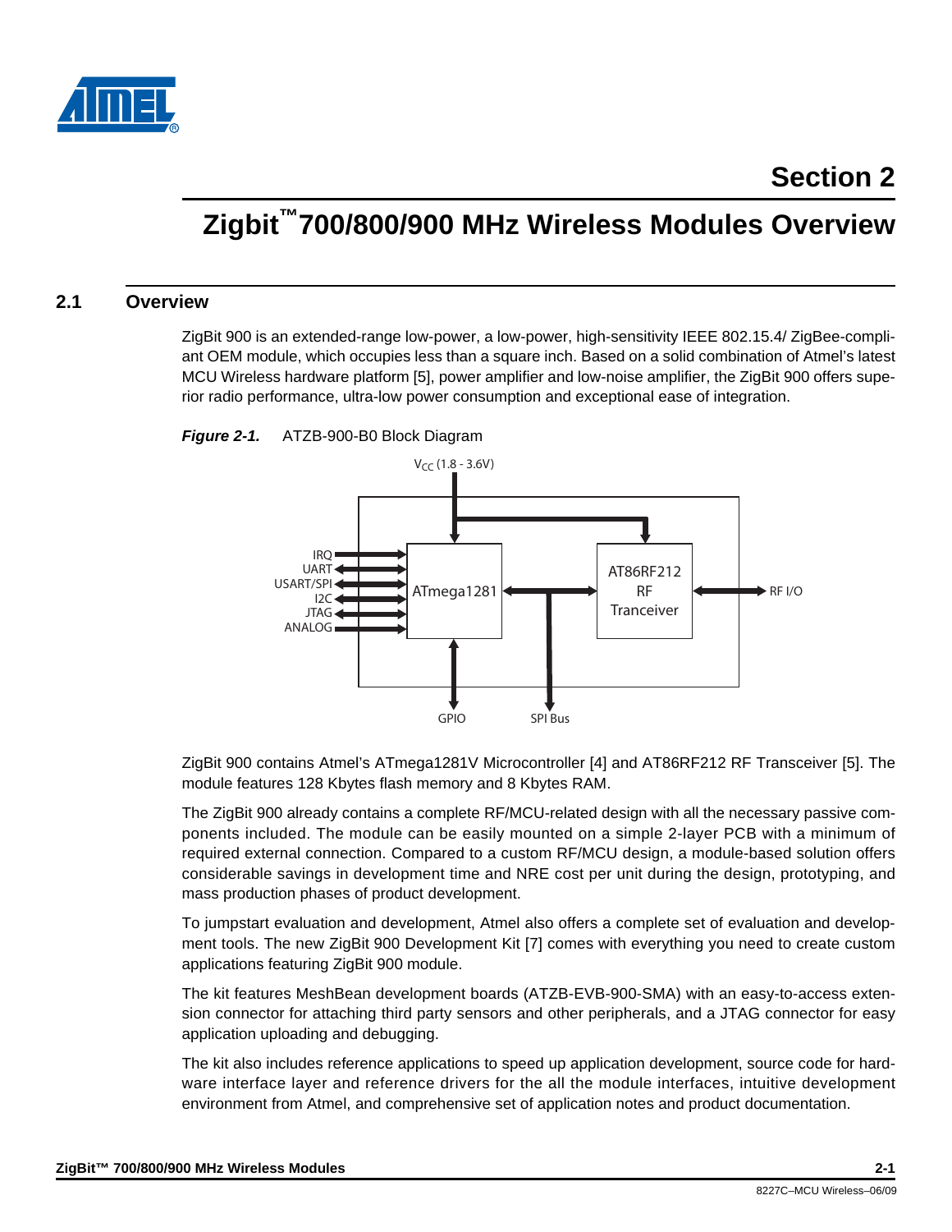# Section 2

# Zigbit™ 700/800/900 MHz Wireless Modules Overview

## 2.1 Overview

ZigBit 900 is an extended-range low-power, a low-power, high-sensitivity IEEE 802.15.4/ ZigBee-compliant OEM module, which occupies less than a square inch. Based on a solid combination of Atmel's latest MCU Wireless hardware platform [5], power amplifier and low-noise amplifier, the ZigBit 900 offers superior radio performance, ultra-low power consumption and exceptional ease of integration.

***Figure 2-1.*** ATZB-900-B0 Block Diagram

ZigBit 900 contains Atmel's ATmega1281V Microcontroller [4] and AT86RF212 RF Transceiver [5]. The module features 128 Kbytes flash memory and 8 Kbytes RAM.

The ZigBit 900 already contains a complete RF/MCU-related design with all the necessary passive components included. The module can be easily mounted on a simple 2-layer PCB with a minimum of required external connection. Compared to a custom RF/MCU design, a module-based solution offers considerable savings in development time and NRE cost per unit during the design, prototyping, and mass production phases of product development.

To jumpstart evaluation and development, Atmel also offers a complete set of evaluation and development tools. The new ZigBit 900 Development Kit [7] comes with everything you need to create custom applications featuring ZigBit 900 module.

The kit features MeshBean development boards (ATZB-EVB-900-SMA) with an easy-to-access extension connector for attaching third party sensors and other peripherals, and a JTAG connector for easy application uploading and debugging.

The kit also includes reference applications to speed up application development, source code for hardware interface layer and reference drivers for the all the module interfaces, intuitive development environment from Atmel, and comprehensive set of application notes and product documentation.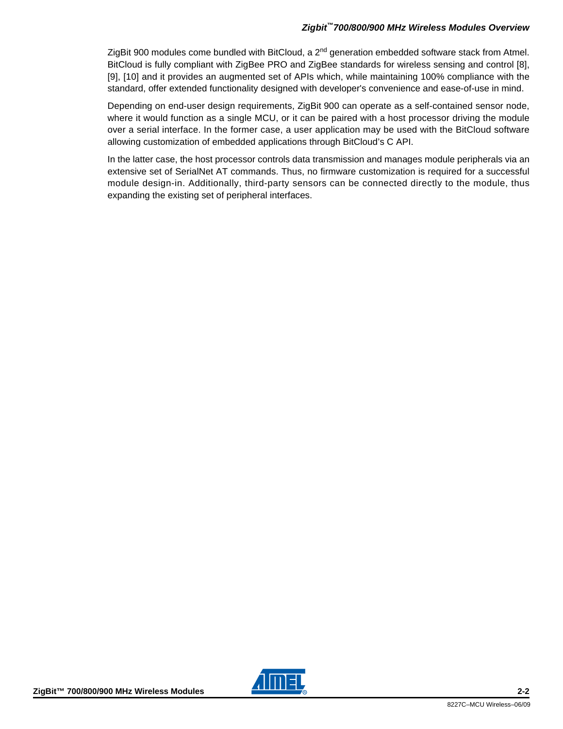ZigBit 900 modules come bundled with BitCloud, a 2nd generation embedded software stack from Atmel. BitCloud is fully compliant with ZigBee PRO and ZigBee standards for wireless sensing and control [8], [9], [10] and it provides an augmented set of APIs which, while maintaining 100% compliance with the standard, offer extended functionality designed with developer's convenience and ease-of-use in mind.

Depending on end-user design requirements, ZigBit 900 can operate as a self-contained sensor node, where it would function as a single MCU, or it can be paired with a host processor driving the module over a serial interface. In the former case, a user application may be used with the BitCloud software allowing customization of embedded applications through BitCloud's C API.

In the latter case, the host processor controls data transmission and manages module peripherals via an extensive set of SerialNet AT commands. Thus, no firmware customization is required for a successful module design-in. Additionally, third-party sensors can be connected directly to the module, thus expanding the existing set of peripheral interfaces.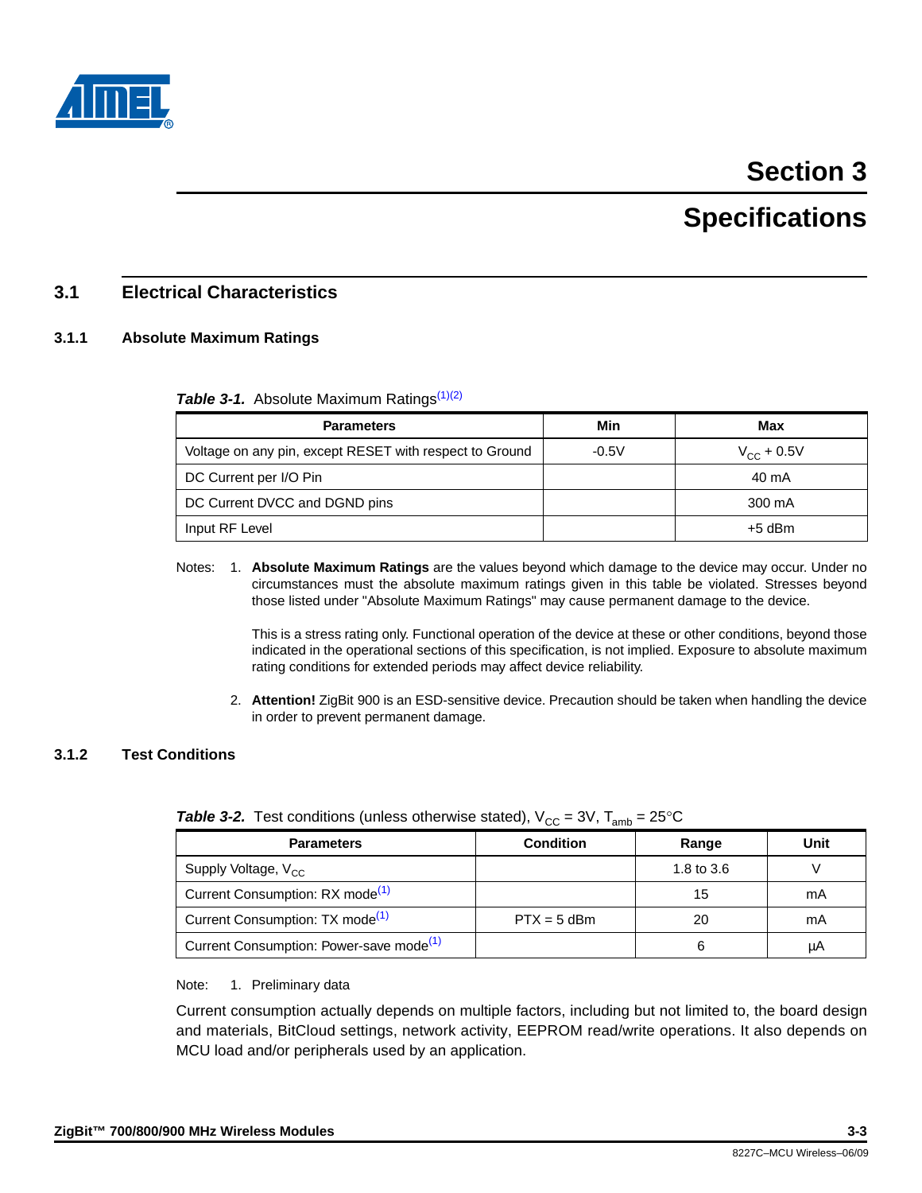# Section 3

# Specifications

## 3.1 Electrical Characteristics

### 3.1.1 Absolute Maximum Ratings

***Table 3-1.*** Absolute Maximum Ratings[1][2]

| Parameters | Min | Max |
|---|---|---|
| Voltage on any pin, except RESET with respect to Ground | -0.5V | $V_{CC}$ + 0.5V |
| DC Current per I/O Pin | | 40 mA |
| DC Current DVCC and DGND pins | | 300 mA |
| Input RF Level | | +5 dBm |

Notes: 1. **Absolute Maximum Ratings** are the values beyond which damage to the device may occur. Under no circumstances must the absolute maximum ratings given in this table be violated. Stresses beyond those listed under "Absolute Maximum Ratings" may cause permanent damage to the device.

This is a stress rating only. Functional operation of the device at these or other conditions, beyond those indicated in the operational sections of this specification, is not implied. Exposure to absolute maximum rating conditions for extended periods may affect device reliability.

2. **Attention!** ZigBit 900 is an ESD-sensitive device. Precaution should be taken when handling the device in order to prevent permanent damage.

### 3.1.2 Test Conditions

***Table 3-2.*** Test conditions (unless otherwise stated), $V_{CC}$ = 3V, $T_{amb}$ = 25°C

| Parameters | Condition | Range | Unit |
|---|---|---|---|
| Supply Voltage, $V_{CC}$ | | 1.8 to 3.6 | V |
| Current Consumption: RX mode[1] | | 15 | mA |
| Current Consumption: TX mode[1] | PTX = 5 dBm | 20 | mA |
| Current Consumption: Power-save mode[1] | | 6 | µA |

Note: 1. Preliminary data

Current consumption actually depends on multiple factors, including but not limited to, the board design and materials, BitCloud settings, network activity, EEPROM read/write operations. It also depends on MCU load and/or peripherals used by an application.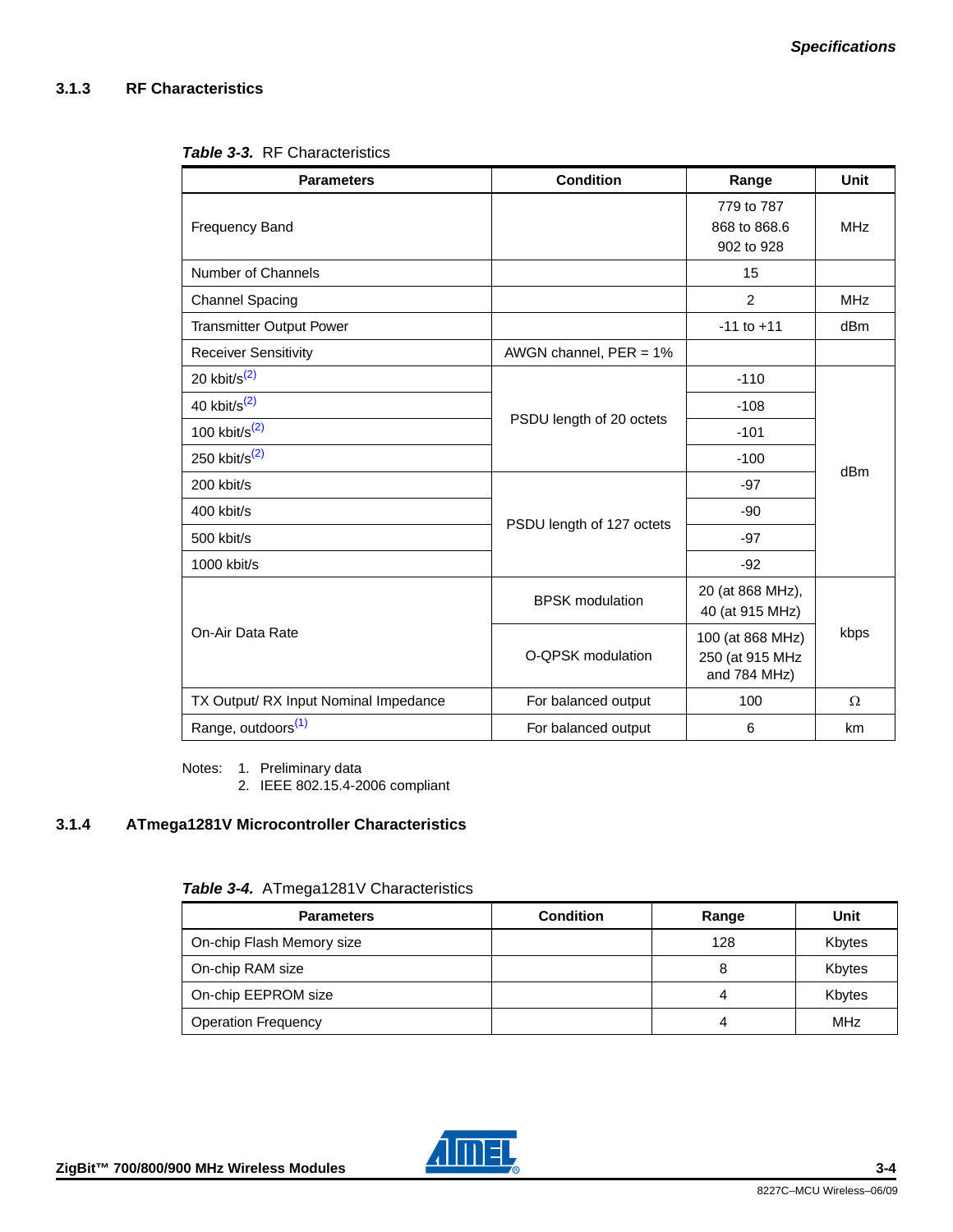### 3.1.3 RF Characteristics

*Table 3-3.* RF Characteristics

| Parameters | Condition | Range | Unit |
|---|---|---|---|
| Frequency Band | | 779 to 787<br>868 to 868.6<br>902 to 928 | MHz |
| Number of Channels | | 15 | |
| Channel Spacing | | 2 | MHz |
| Transmitter Output Power | | -11 to +11 | dBm |
| Receiver Sensitivity | AWGN channel, PER = 1% | | |
| 20 kbit/s[2] | PSDU length of 20 octets | -110 | dBm |
| 40 kbit/s[2] | | -108 | |
| 100 kbit/s[2] | | -101 | |
| 250 kbit/s[2] | | -100 | |
| 200 kbit/s | PSDU length of 127 octets | -97 | |
| 400 kbit/s | | -90 | |
| 500 kbit/s | | -97 | |
| 1000 kbit/s | | -92 | |
| On-Air Data Rate | BPSK modulation | 20 (at 868 MHz),<br>40 (at 915 MHz) | kbps |
| | O-QPSK modulation | 100 (at 868 MHz)<br>250 (at 915 MHz and 784 MHz) | |
| TX Output/ RX Input Nominal Impedance | For balanced output | 100 | Ω |
| Range, outdoors[1] | For balanced output | 6 | km |

Notes:
1. Preliminary data
2. IEEE 802.15.4-2006 compliant

### 3.1.4 ATmega1281V Microcontroller Characteristics

*Table 3-4.* ATmega1281V Characteristics

| Parameters | Condition | Range | Unit |
|---|---|---|---|
| On-chip Flash Memory size | | 128 | Kbytes |
| On-chip RAM size | | 8 | Kbytes |
| On-chip EEPROM size | | 4 | Kbytes |
| Operation Frequency | | 4 | MHz |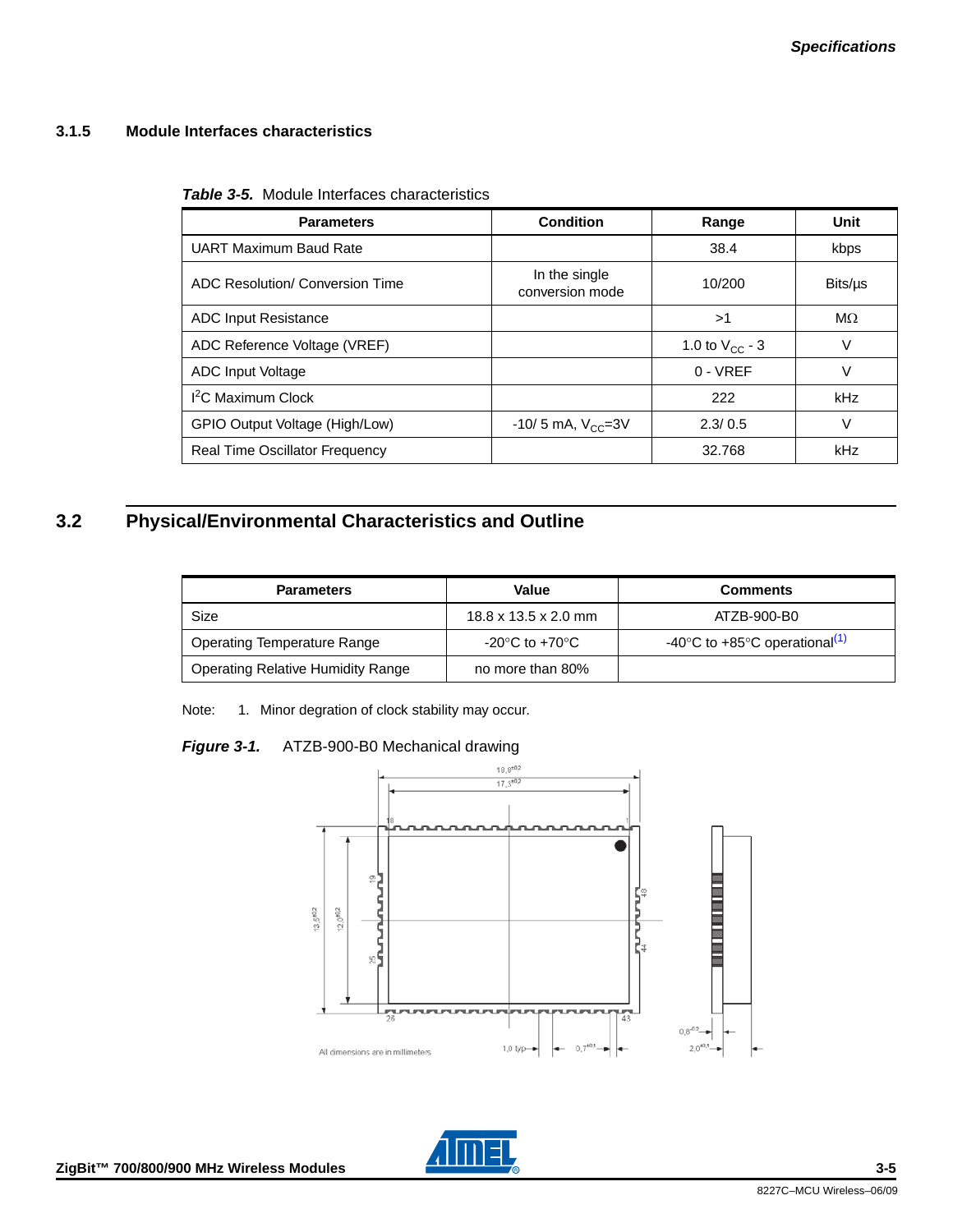### 3.1.5 Module Interfaces characteristics

***Table 3-5.*** Module Interfaces characteristics

| Parameters | Condition | Range | Unit |
|---|---|---|---|
| UART Maximum Baud Rate | | 38.4 | kbps |
| ADC Resolution/ Conversion Time | In the single conversion mode | 10/200 | Bits/µs |
| ADC Input Resistance | | >1 | MΩ |
| ADC Reference Voltage (VREF) | | 1.0 to $V_{CC}$ - 3 | V |
| ADC Input Voltage | | 0 - VREF | V |
| $I^2C$ Maximum Clock | | 222 | kHz |
| GPIO Output Voltage (High/Low) | -10/ 5 mA, $V_{CC}$=3V | 2.3/ 0.5 | V |
| Real Time Oscillator Frequency | | 32.768 | kHz |

## 3.2 Physical/Environmental Characteristics and Outline

| Parameters | Value | Comments |
|---|---|---|
| Size | 18.8 x 13.5 x 2.0 mm | ATZB-900-B0 |
| Operating Temperature Range | -20°C to +70°C | -40°C to +85°C operational[(1)] |
| Operating Relative Humidity Range | no more than 80% | |

Note: 1. Minor degration of clock stability may occur.

***Figure 3-1.*** ATZB-900-B0 Mechanical drawing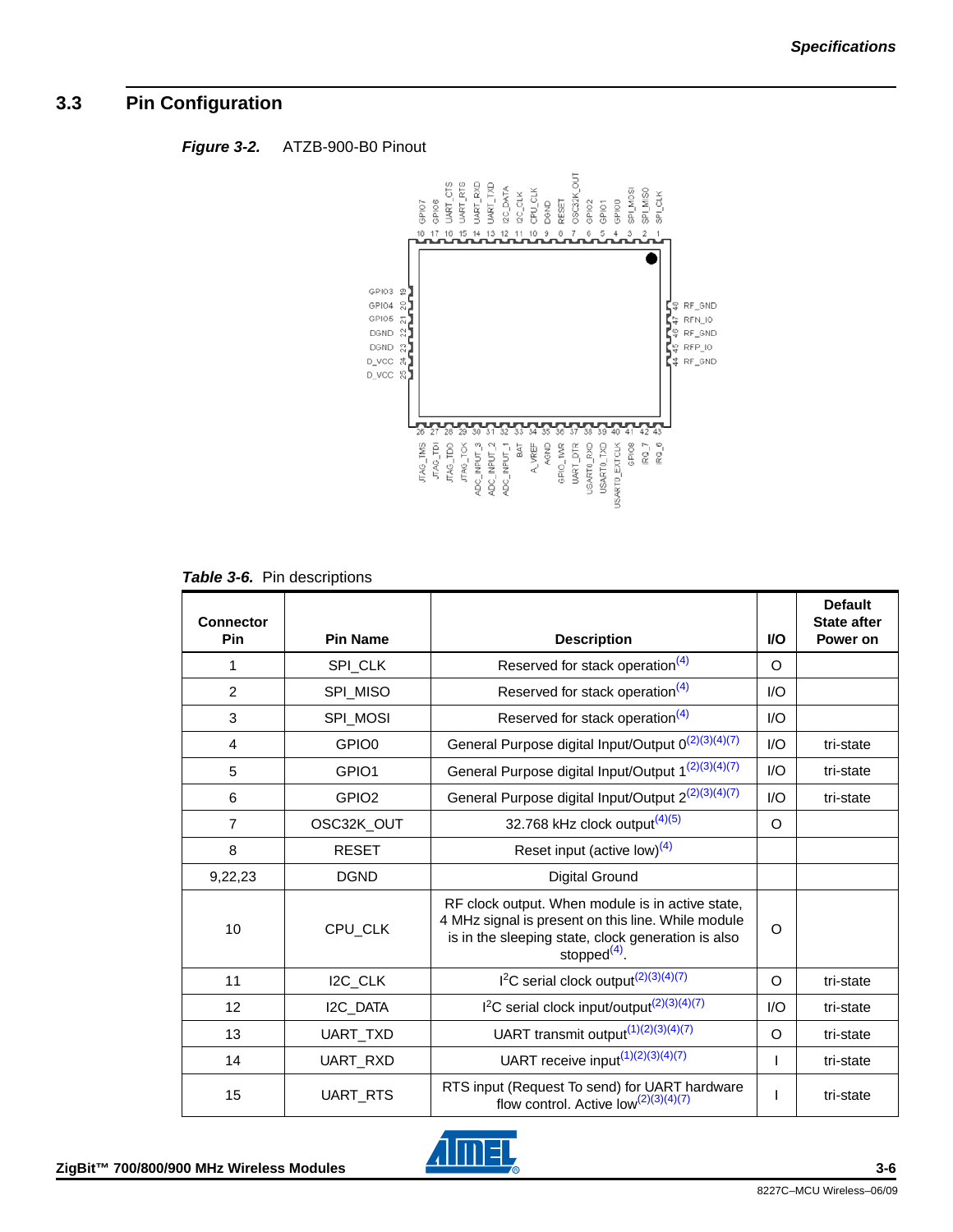## 3.3 Pin Configuration

***Figure 3-2.*** ATZB-900-B0 Pinout

***Table 3-6.*** Pin descriptions

| Connector Pin | Pin Name | Description | I/O | Default State after Power on |
|---|---|---|---|---|
| 1 | SPI_CLK | Reserved for stack operation[(4)] | O | |
| 2 | SPI_MISO | Reserved for stack operation[(4)] | I/O | |
| 3 | SPI_MOSI | Reserved for stack operation[(4)] | I/O | |
| 4 | GPIO0 | General Purpose digital Input/Output 0[(2)(3)(4)(7)] | I/O | tri-state |
| 5 | GPIO1 | General Purpose digital Input/Output 1[(2)(3)(4)(7)] | I/O | tri-state |
| 6 | GPIO2 | General Purpose digital Input/Output 2[(2)(3)(4)(7)] | I/O | tri-state |
| 7 | OSC32K_OUT | 32.768 kHz clock output[(4)(5)] | O | |
| 8 | RESET | Reset input (active low)[(4)] | | |
| 9,22,23 | DGND | Digital Ground | | |
| 10 | CPU_CLK | RF clock output. When module is in active state, 4 MHz signal is present on this line. While module is in the sleeping state, clock generation is also stopped[(4)]. | O | |
| 11 | I2C_CLK | $I^2C$ serial clock output[(2)(3)(4)(7)] | O | tri-state |
| 12 | I2C_DATA | $I^2C$ serial clock input/output[(2)(3)(4)(7)] | I/O | tri-state |
| 13 | UART_TXD | UART transmit output[(1)(2)(3)(4)(7)] | O | tri-state |
| 14 | UART_RXD | UART receive input[(1)(2)(3)(4)(7)] | I | tri-state |
| 15 | UART_RTS | RTS input (Request To send) for UART hardware flow control. Active low[(2)(3)(4)(7)] | I | tri-state |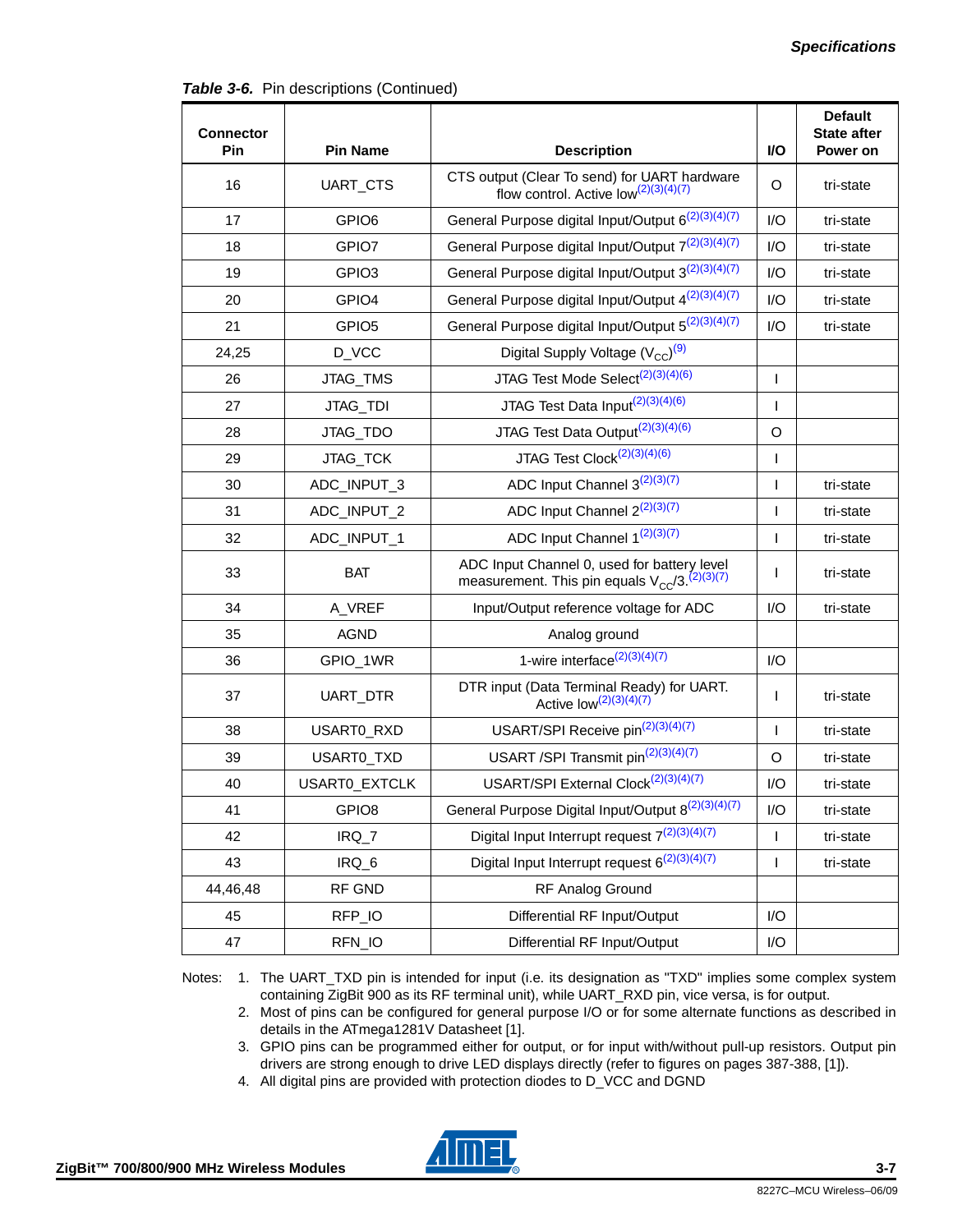**Table 3-6.** Pin descriptions (Continued)

| Connector Pin | Pin Name | Description | I/O | Default State after Power on |
|---|---|---|---|---|
| 16 | UART_CTS | CTS output (Clear To send) for UART hardware flow control. Active low(2)(3)(4)(7) | O | tri-state |
| 17 | GPIO6 | General Purpose digital Input/Output 6(2)(3)(4)(7) | I/O | tri-state |
| 18 | GPIO7 | General Purpose digital Input/Output 7(2)(3)(4)(7) | I/O | tri-state |
| 19 | GPIO3 | General Purpose digital Input/Output 3(2)(3)(4)(7) | I/O | tri-state |
| 20 | GPIO4 | General Purpose digital Input/Output 4(2)(3)(4)(7) | I/O | tri-state |
| 21 | GPIO5 | General Purpose digital Input/Output 5(2)(3)(4)(7) | I/O | tri-state |
| 24,25 | D_VCC | Digital Supply Voltage ($V_{CC}$)(9) | | |
| 26 | JTAG_TMS | JTAG Test Mode Select(2)(3)(4)(6) | I | |
| 27 | JTAG_TDI | JTAG Test Data Input(2)(3)(4)(6) | I | |
| 28 | JTAG_TDO | JTAG Test Data Output(2)(3)(4)(6) | O | |
| 29 | JTAG_TCK | JTAG Test Clock(2)(3)(4)(6) | I | |
| 30 | ADC_INPUT_3 | ADC Input Channel 3(2)(3)(7) | I | tri-state |
| 31 | ADC_INPUT_2 | ADC Input Channel 2(2)(3)(7) | I | tri-state |
| 32 | ADC_INPUT_1 | ADC Input Channel 1(2)(3)(7) | I | tri-state |
| 33 | BAT | ADC Input Channel 0, used for battery level measurement. This pin equals $V_{CC}/3$.(2)(3)(7) | I | tri-state |
| 34 | A_VREF | Input/Output reference voltage for ADC | I/O | tri-state |
| 35 | AGND | Analog ground | | |
| 36 | GPIO_1WR | 1-wire interface(2)(3)(4)(7) | I/O | |
| 37 | UART_DTR | DTR input (Data Terminal Ready) for UART. Active low(2)(3)(4)(7) | I | tri-state |
| 38 | USART0_RXD | USART/SPI Receive pin(2)(3)(4)(7) | I | tri-state |
| 39 | USART0_TXD | USART /SPI Transmit pin(2)(3)(4)(7) | O | tri-state |
| 40 | USART0_EXTCLK | USART/SPI External Clock(2)(3)(4)(7) | I/O | tri-state |
| 41 | GPIO8 | General Purpose Digital Input/Output 8(2)(3)(4)(7) | I/O | tri-state |
| 42 | IRQ_7 | Digital Input Interrupt request 7(2)(3)(4)(7) | I | tri-state |
| 43 | IRQ_6 | Digital Input Interrupt request 6(2)(3)(4)(7) | I | tri-state |
| 44,46,48 | RF GND | RF Analog Ground | | |
| 45 | RFP_IO | Differential RF Input/Output | I/O | |
| 47 | RFN_IO | Differential RF Input/Output | I/O | |

Notes:
1. The UART_TXD pin is intended for input (i.e. its designation as "TXD" implies some complex system containing ZigBit 900 as its RF terminal unit), while UART_RXD pin, vice versa, is for output.
2. Most of pins can be configured for general purpose I/O or for some alternate functions as described in details in the ATmega1281V Datasheet [1].
3. GPIO pins can be programmed either for output, or for input with/without pull-up resistors. Output pin drivers are strong enough to drive LED displays directly (refer to figures on pages 387-388, [1]).
4. All digital pins are provided with protection diodes to D_VCC and DGND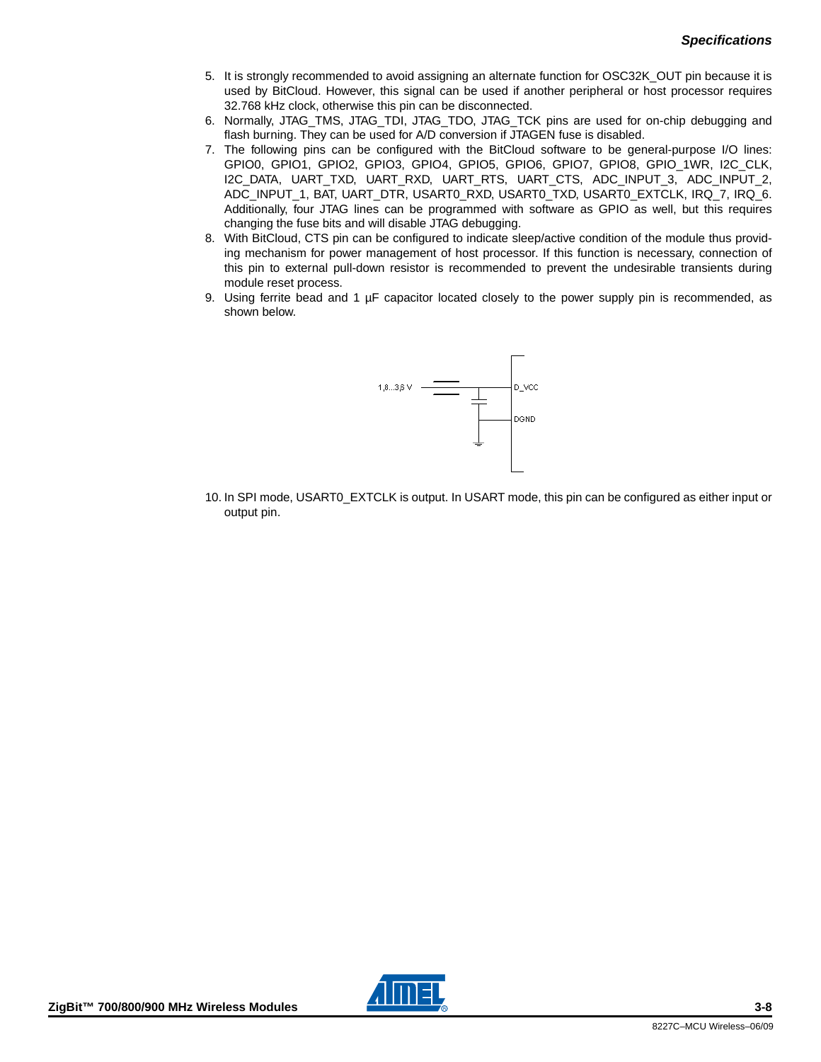5. It is strongly recommended to avoid assigning an alternate function for OSC32K_OUT pin because it is used by BitCloud. However, this signal can be used if another peripheral or host processor requires 32.768 kHz clock, otherwise this pin can be disconnected.
6. Normally, JTAG_TMS, JTAG_TDI, JTAG_TDO, JTAG_TCK pins are used for on-chip debugging and flash burning. They can be used for A/D conversion if JTAGEN fuse is disabled.
7. The following pins can be configured with the BitCloud software to be general-purpose I/O lines: GPIO0, GPIO1, GPIO2, GPIO3, GPIO4, GPIO5, GPIO6, GPIO7, GPIO8, GPIO_1WR, I2C_CLK, I2C_DATA, UART_TXD, UART_RXD, UART_RTS, UART_CTS, ADC_INPUT_3, ADC_INPUT_2, ADC_INPUT_1, BAT, UART_DTR, USART0_RXD, USART0_TXD, USART0_EXTCLK, IRQ_7, IRQ_6. Additionally, four JTAG lines can be programmed with software as GPIO as well, but this requires changing the fuse bits and will disable JTAG debugging.
8. With BitCloud, CTS pin can be configured to indicate sleep/active condition of the module thus providing mechanism for power management of host processor. If this function is necessary, connection of this pin to external pull-down resistor is recommended to prevent the undesirable transients during module reset process.
9. Using ferrite bead and 1 µF capacitor located closely to the power supply pin is recommended, as shown below.

1,8...3,6 V

D_VCC

DGND

10. In SPI mode, USART0_EXTCLK is output. In USART mode, this pin can be configured as either input or output pin.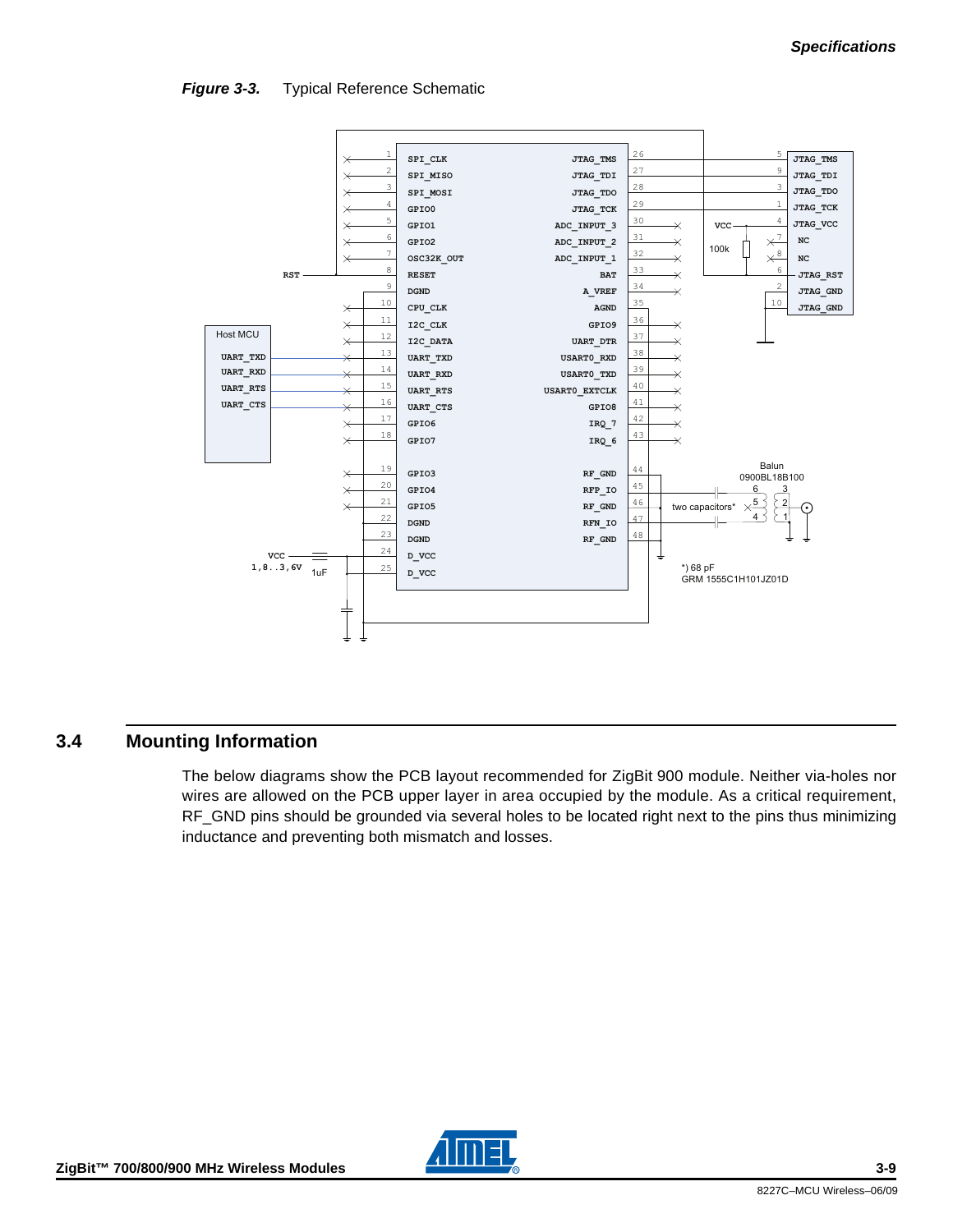***Figure 3-3.*** Typical Reference Schematic

## 3.4 Mounting Information

The below diagrams show the PCB layout recommended for ZigBit 900 module. Neither via-holes nor wires are allowed on the PCB upper layer in area occupied by the module. As a critical requirement, RF_GND pins should be grounded via several holes to be located right next to the pins thus minimizing inductance and preventing both mismatch and losses.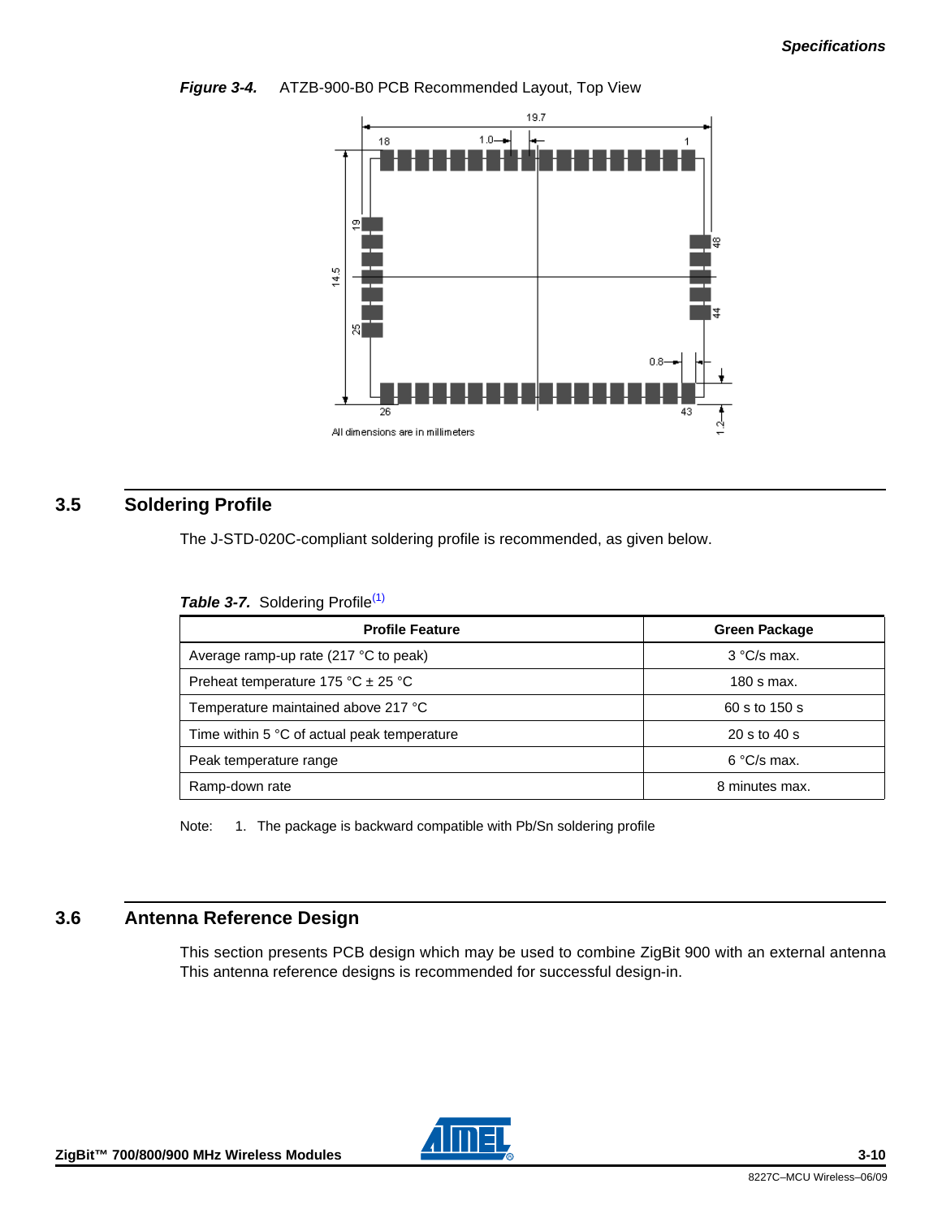**Figure 3-4.** ATZB-900-B0 PCB Recommended Layout, Top View

19.7

18 1.0 1

19 48

14.5

25 44

0.8

26 43 1.2

All dimensions are in millimeters

## 3.5 Soldering Profile

The J-STD-020C-compliant soldering profile is recommended, as given below.

**Table 3-7.** Soldering Profile[(1)]

| Profile Feature | Green Package |
|---|---|
| Average ramp-up rate (217 °C to peak) | 3 °C/s max. |
| Preheat temperature 175 °C ± 25 °C | 180 s max. |
| Temperature maintained above 217 °C | 60 s to 150 s |
| Time within 5 °C of actual peak temperature | 20 s to 40 s |
| Peak temperature range | 6 °C/s max. |
| Ramp-down rate | 8 minutes max. |

Note: 1. The package is backward compatible with Pb/Sn soldering profile

## 3.6 Antenna Reference Design

This section presents PCB design which may be used to combine ZigBit 900 with an external antenna This antenna reference designs is recommended for successful design-in.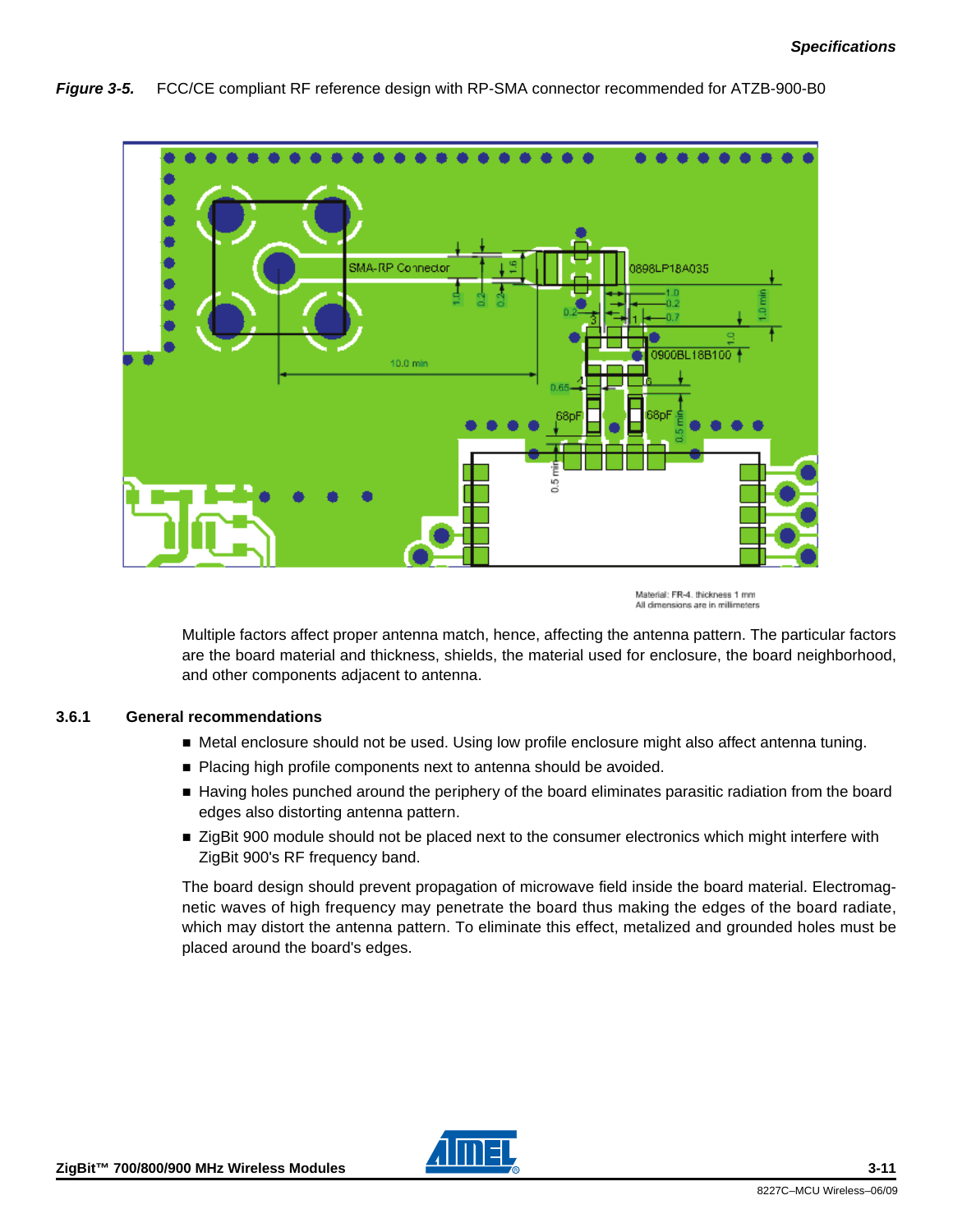*Figure 3-5.* FCC/CE compliant RF reference design with RP-SMA connector recommended for ATZB-900-B0

Material: FR-4, thickness 1 mm
All dimensions are in millimeters

Multiple factors affect proper antenna match, hence, affecting the antenna pattern. The particular factors are the board material and thickness, shields, the material used for enclosure, the board neighborhood, and other components adjacent to antenna.

### 3.6.1 General recommendations

- Metal enclosure should not be used. Using low profile enclosure might also affect antenna tuning.
- Placing high profile components next to antenna should be avoided.
- Having holes punched around the periphery of the board eliminates parasitic radiation from the board edges also distorting antenna pattern.
- ZigBit 900 module should not be placed next to the consumer electronics which might interfere with ZigBit 900's RF frequency band.

The board design should prevent propagation of microwave field inside the board material. Electromagnetic waves of high frequency may penetrate the board thus making the edges of the board radiate, which may distort the antenna pattern. To eliminate this effect, metalized and grounded holes must be placed around the board's edges.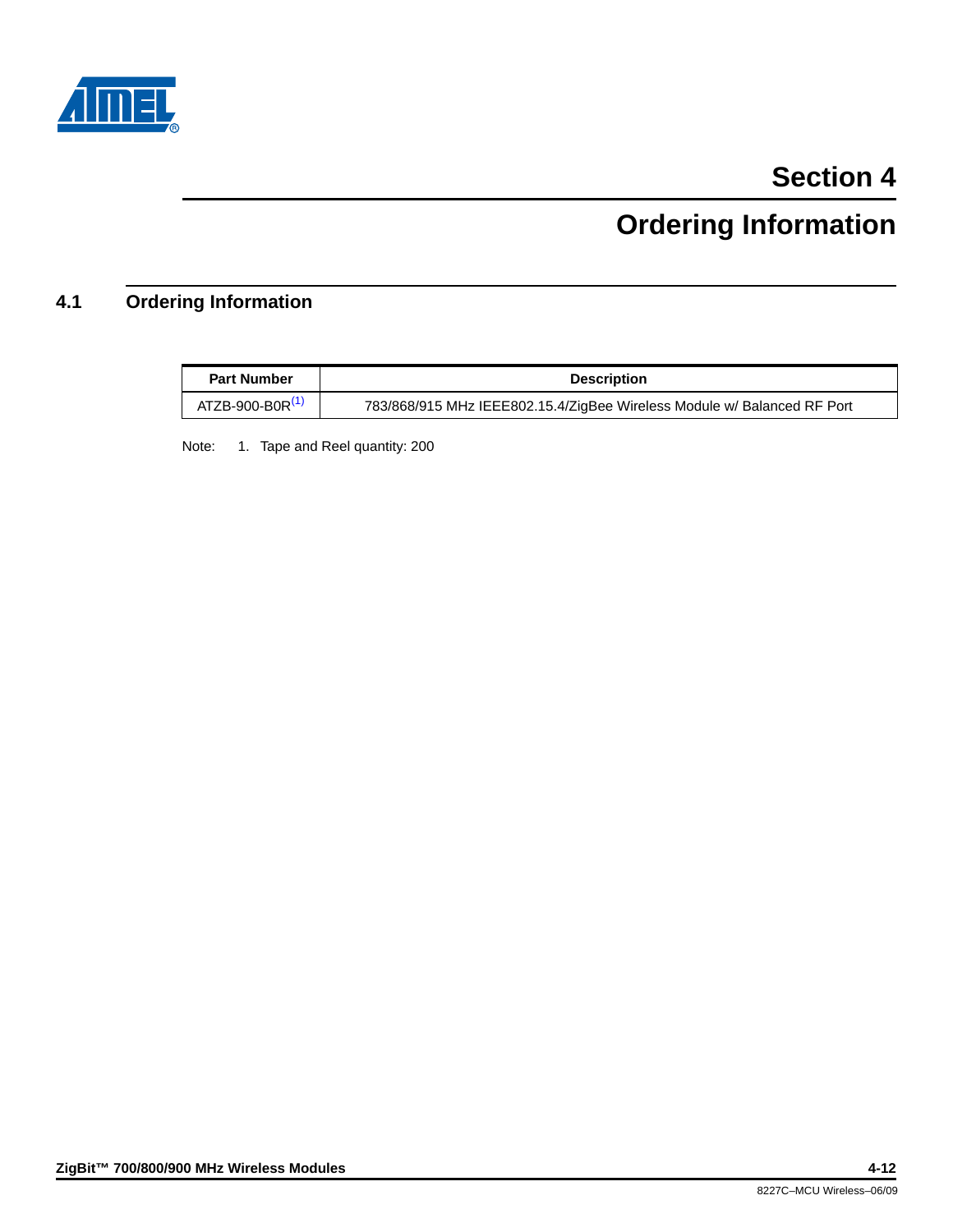# Section 4

# Ordering Information

## 4.1 Ordering Information

| Part Number | Description |
|---|---|
| ATZB-900-B0R[(1)] | 783/868/915 MHz IEEE802.15.4/ZigBee Wireless Module w/ Balanced RF Port |

Note: 1. Tape and Reel quantity: 200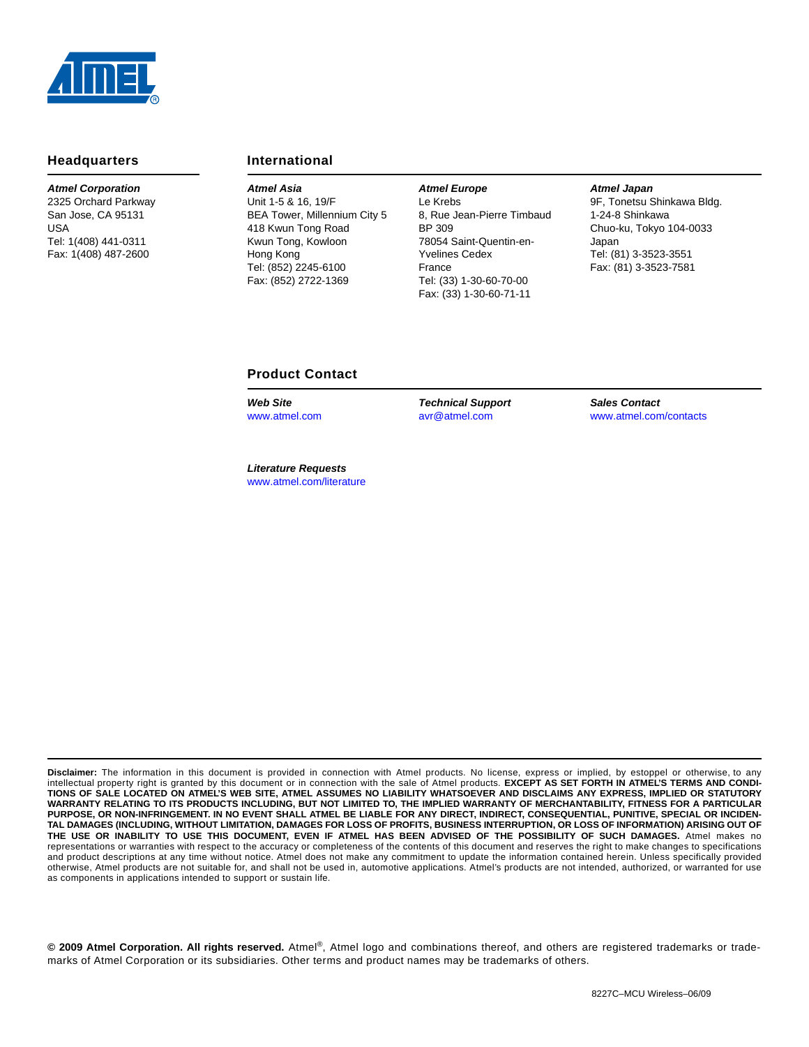## Headquarters

***Atmel Corporation***
2325 Orchard Parkway
San Jose, CA 95131
USA
Tel: 1(408) 441-0311
Fax: 1(408) 487-2600

## International

***Atmel Asia***
Unit 1-5 & 16, 19/F
BEA Tower, Millennium City 5
418 Kwun Tong Road
Kwun Tong, Kowloon
Hong Kong
Tel: (852) 2245-6100
Fax: (852) 2722-1369

***Atmel Europe***
Le Krebs
8, Rue Jean-Pierre Timbaud
BP 309
78054 Saint-Quentin-en-Yvelines Cedex
France
Tel: (33) 1-30-60-70-00
Fax: (33) 1-30-60-71-11

***Atmel Japan***
9F, Tonetsu Shinkawa Bldg.
1-24-8 Shinkawa
Chuo-ku, Tokyo 104-0033
Japan
Tel: (81) 3-3523-3551
Fax: (81) 3-3523-7581

## Product Contact

***Web Site***
www.atmel.com

***Technical Support***
avr@atmel.com

***Sales Contact***
www.atmel.com/contacts

***Literature Requests***
www.atmel.com/literature

**Disclaimer:** The information in this document is provided in connection with Atmel products. No license, express or implied, by estoppel or otherwise, to any intellectual property right is granted by this document or in connection with the sale of Atmel products. **EXCEPT AS SET FORTH IN ATMEL'S TERMS AND CONDITIONS OF SALE LOCATED ON ATMEL'S WEB SITE, ATMEL ASSUMES NO LIABILITY WHATSOEVER AND DISCLAIMS ANY EXPRESS, IMPLIED OR STATUTORY WARRANTY RELATING TO ITS PRODUCTS INCLUDING, BUT NOT LIMITED TO, THE IMPLIED WARRANTY OF MERCHANTABILITY, FITNESS FOR A PARTICULAR PURPOSE, OR NON-INFRINGEMENT. IN NO EVENT SHALL ATMEL BE LIABLE FOR ANY DIRECT, INDIRECT, CONSEQUENTIAL, PUNITIVE, SPECIAL OR INCIDENTAL DAMAGES (INCLUDING, WITHOUT LIMITATION, DAMAGES FOR LOSS OF PROFITS, BUSINESS INTERRUPTION, OR LOSS OF INFORMATION) ARISING OUT OF THE USE OR INABILITY TO USE THIS DOCUMENT, EVEN IF ATMEL HAS BEEN ADVISED OF THE POSSIBILITY OF SUCH DAMAGES.** Atmel makes no representations or warranties with respect to the accuracy or completeness of the contents of this document and reserves the right to make changes to specifications and product descriptions at any time without notice. Atmel does not make any commitment to update the information contained herein. Unless specifically provided otherwise, Atmel products are not suitable for, and shall not be used in, automotive applications. Atmel's products are not intended, authorized, or warranted for use as components in applications intended to support or sustain life.

**© 2009 Atmel Corporation. All rights reserved.** Atmel®, Atmel logo and combinations thereof, and others are registered trademarks or trademarks of Atmel Corporation or its subsidiaries. Other terms and product names may be trademarks of others.

8227C–MCU Wireless–06/09